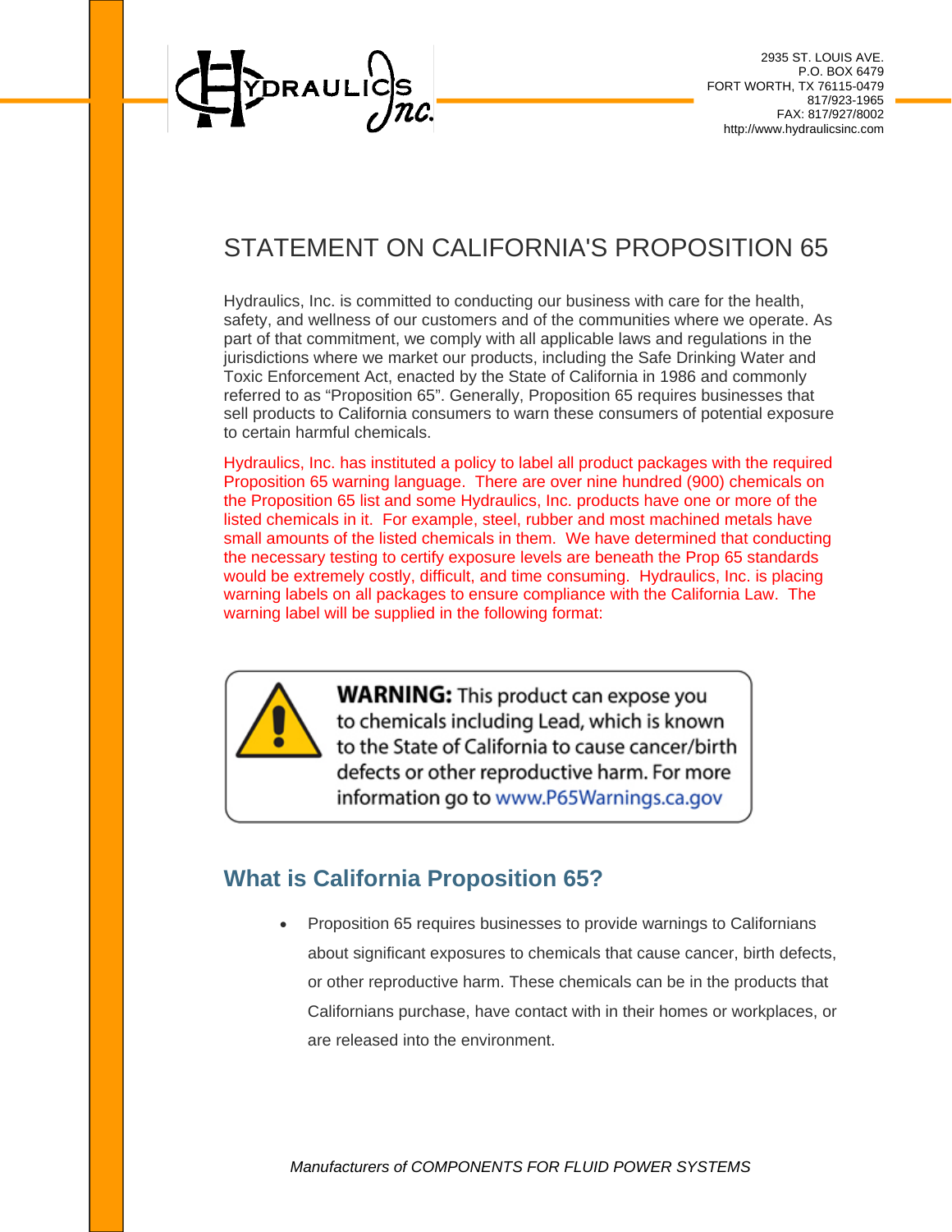2935 ST. LOUIS AVE.
P.O. BOX 6479
FORT WORTH, TX 76115-0479
817/923-1965
FAX: 817/927/8002
http://www.hydraulicsinc.com

# STATEMENT ON CALIFORNIA'S PROPOSITION 65

Hydraulics, Inc. is committed to conducting our business with care for the health, safety, and wellness of our customers and of the communities where we operate. As part of that commitment, we comply with all applicable laws and regulations in the jurisdictions where we market our products, including the Safe Drinking Water and Toxic Enforcement Act, enacted by the State of California in 1986 and commonly referred to as "Proposition 65". Generally, Proposition 65 requires businesses that sell products to California consumers to warn these consumers of potential exposure to certain harmful chemicals.

Hydraulics, Inc. has instituted a policy to label all product packages with the required Proposition 65 warning language. There are over nine hundred (900) chemicals on the Proposition 65 list and some Hydraulics, Inc. products have one or more of the listed chemicals in it. For example, steel, rubber and most machined metals have small amounts of the listed chemicals in them. We have determined that conducting the necessary testing to certify exposure levels are beneath the Prop 65 standards would be extremely costly, difficult, and time consuming. Hydraulics, Inc. is placing warning labels on all packages to ensure compliance with the California Law. The warning label will be supplied in the following format:

**WARNING:** This product can expose you to chemicals including Lead, which is known to the State of California to cause cancer/birth defects or other reproductive harm. For more information go to www.P65Warnings.ca.gov

## What is California Proposition 65?

- Proposition 65 requires businesses to provide warnings to Californians about significant exposures to chemicals that cause cancer, birth defects, or other reproductive harm. These chemicals can be in the products that Californians purchase, have contact with in their homes or workplaces, or are released into the environment.

*Manufacturers of COMPONENTS FOR FLUID POWER SYSTEMS*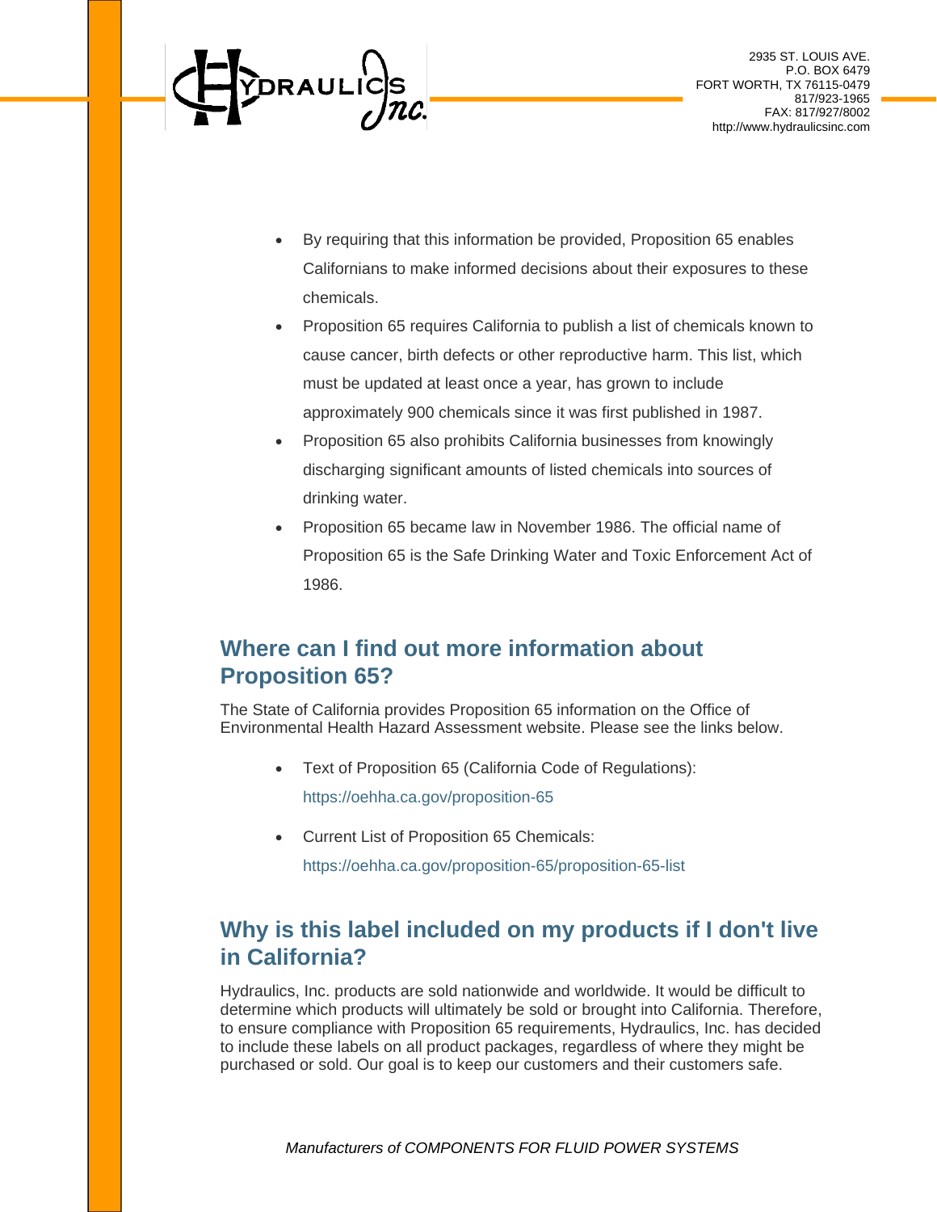- By requiring that this information be provided, Proposition 65 enables Californians to make informed decisions about their exposures to these chemicals.
- Proposition 65 requires California to publish a list of chemicals known to cause cancer, birth defects or other reproductive harm. This list, which must be updated at least once a year, has grown to include approximately 900 chemicals since it was first published in 1987.
- Proposition 65 also prohibits California businesses from knowingly discharging significant amounts of listed chemicals into sources of drinking water.
- Proposition 65 became law in November 1986. The official name of Proposition 65 is the Safe Drinking Water and Toxic Enforcement Act of 1986.

## Where can I find out more information about Proposition 65?

The State of California provides Proposition 65 information on the Office of Environmental Health Hazard Assessment website. Please see the links below.

- Text of Proposition 65 (California Code of Regulations):
  https://oehha.ca.gov/proposition-65
- Current List of Proposition 65 Chemicals:
  https://oehha.ca.gov/proposition-65/proposition-65-list

## Why is this label included on my products if I don't live in California?

Hydraulics, Inc. products are sold nationwide and worldwide. It would be difficult to determine which products will ultimately be sold or brought into California. Therefore, to ensure compliance with Proposition 65 requirements, Hydraulics, Inc. has decided to include these labels on all product packages, regardless of where they might be purchased or sold. Our goal is to keep our customers and their customers safe.